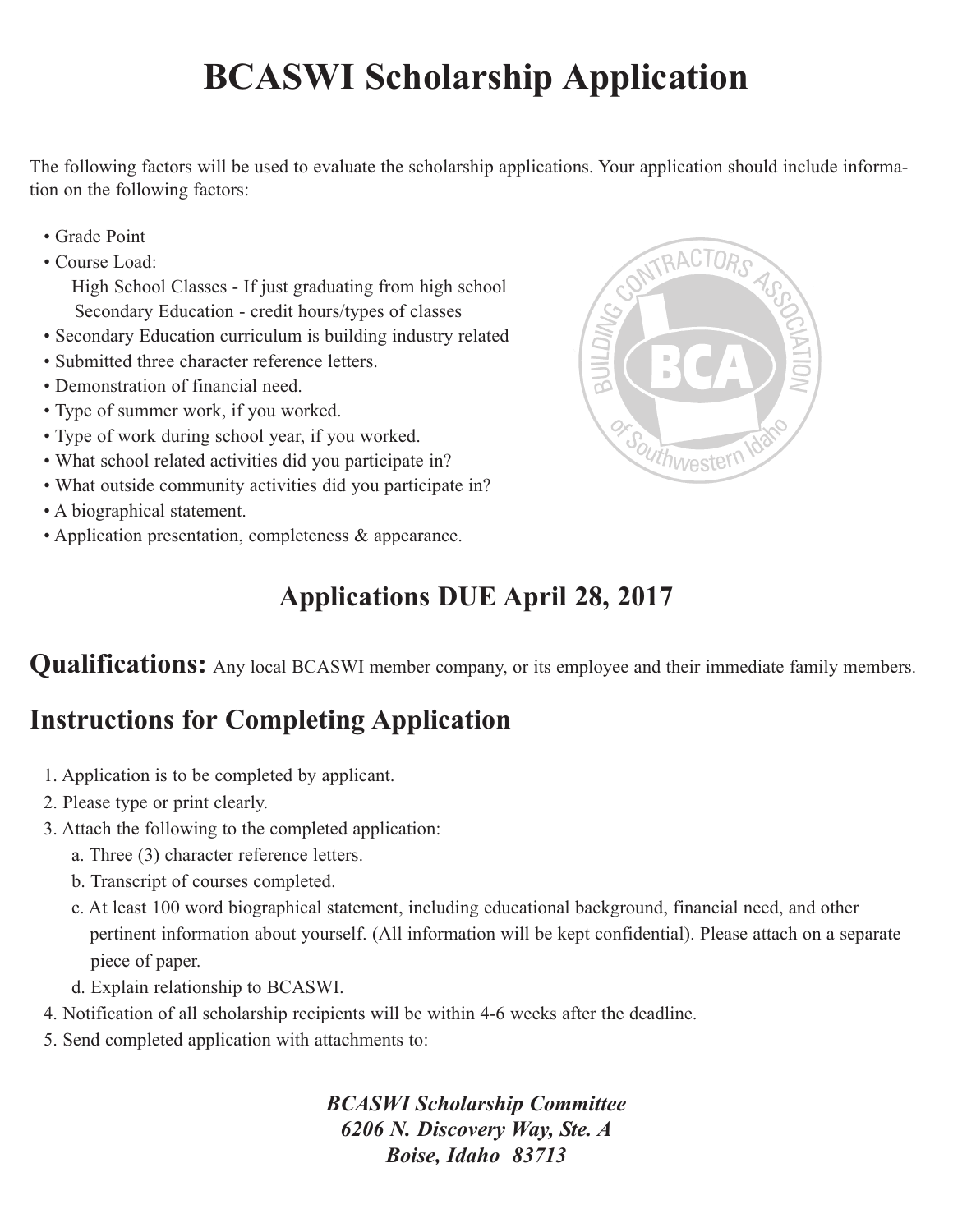# BCASWI Scholarship Application

The following factors will be used to evaluate the scholarship applications. Your application should include information on the following factors:

- Grade Point
- Course Load:
  - High School Classes - If just graduating from high school
  - Secondary Education - credit hours/types of classes
- Secondary Education curriculum is building industry related
- Submitted three character reference letters.
- Demonstration of financial need.
- Type of summer work, if you worked.
- Type of work during school year, if you worked.
- What school related activities did you participate in?
- What outside community activities did you participate in?
- A biographical statement.
- Application presentation, completeness & appearance.

## Applications DUE April 28, 2017

**Qualifications:** Any local BCASWI member company, or its employee and their immediate family members.

## Instructions for Completing Application

1. Application is to be completed by applicant.
2. Please type or print clearly.
3. Attach the following to the completed application:
   a. Three (3) character reference letters.
   b. Transcript of courses completed.
   c. At least 100 word biographical statement, including educational background, financial need, and other pertinent information about yourself. (All information will be kept confidential). Please attach on a separate piece of paper.
   d. Explain relationship to BCASWI.
4. Notification of all scholarship recipients will be within 4-6 weeks after the deadline.
5. Send completed application with attachments to:

***BCASWI Scholarship Committee***
***6206 N. Discovery Way, Ste. A***
***Boise, Idaho 83713***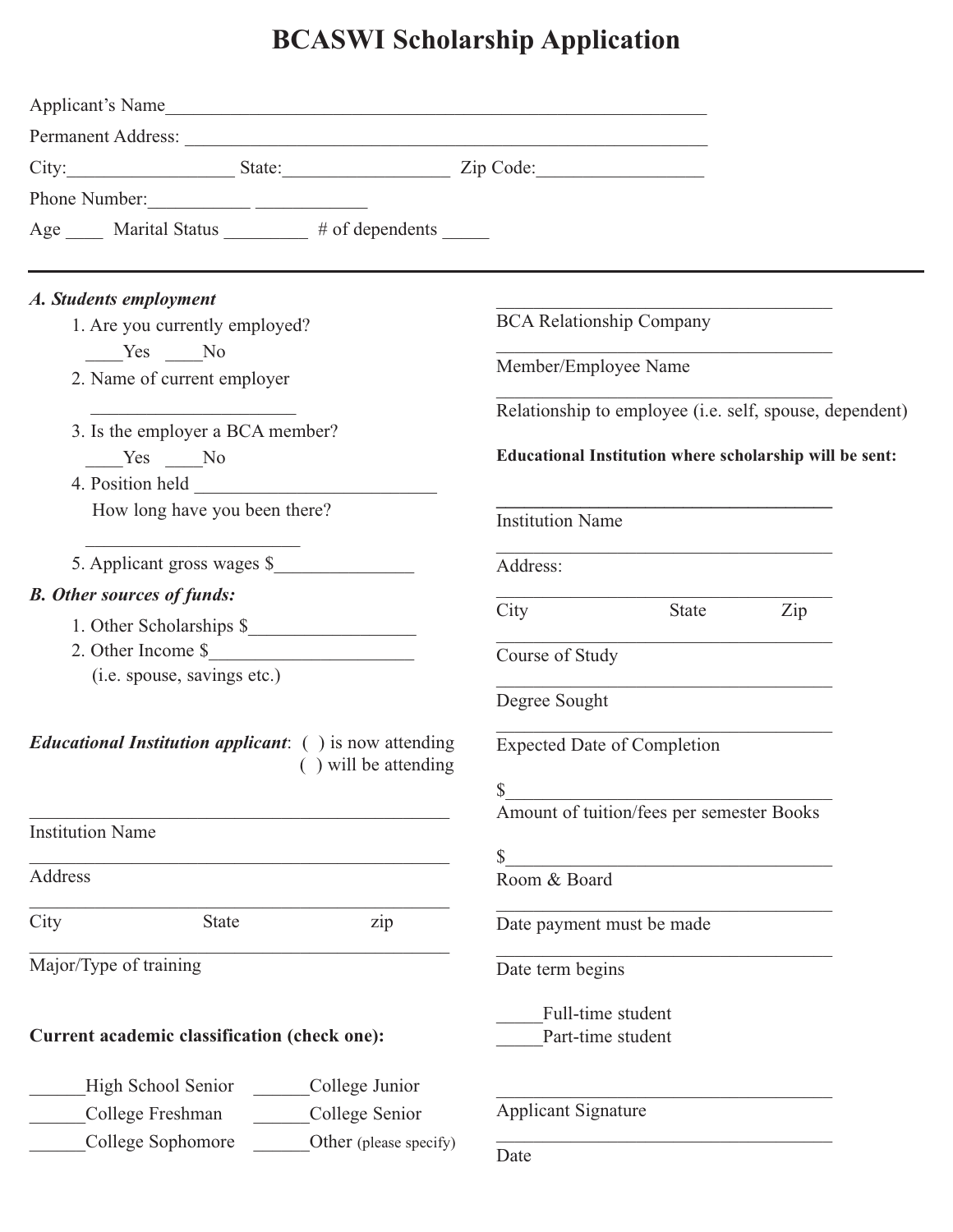# BCASWI Scholarship Application

Applicant's Name_______________________________________________________

Permanent Address: _____________________________________________________

City:_________________ State:_________________ Zip Code:_________________

Phone Number:___________ ___________

Age ____ Marital Status _________ # of dependents _____

---

***A. Students employment***

1. Are you currently employed?
   ____Yes ____No
2. Name of current employer
   _____________________
3. Is the employer a BCA member?
   ____Yes ____No
4. Position held _________________________
   How long have you been there?
   _____________________
5. Applicant gross wages $_______________

***B. Other sources of funds:***

1. Other Scholarships $_________________
2. Other Income $_____________________
   (i.e. spouse, savings etc.)

***Educational Institution applicant***: ( ) is now attending
( ) will be attending

_____________________________________________
Institution Name

_____________________________________________
Address

_____________________________________________
City State zip

_____________________________________________
Major/Type of training

**Current academic classification (check one):**

______High School Senior ______College Junior
______College Freshman ______College Senior
______College Sophomore ______Other (please specify)

_________________________________
BCA Relationship Company

_________________________________
Member/Employee Name

_________________________________
Relationship to employee (i.e. self, spouse, dependent)

**Educational Institution where scholarship will be sent:**

_________________________________
Institution Name

_________________________________
Address:

_________________________________
City State Zip

_________________________________
Course of Study

_________________________________
Degree Sought

_________________________________
Expected Date of Completion

$________________________________
Amount of tuition/fees per semester Books

$________________________________
Room & Board

_________________________________
Date payment must be made

_________________________________
Date term begins

_____Full-time student
_____Part-time student

_________________________________
Applicant Signature

_________________________________
Date